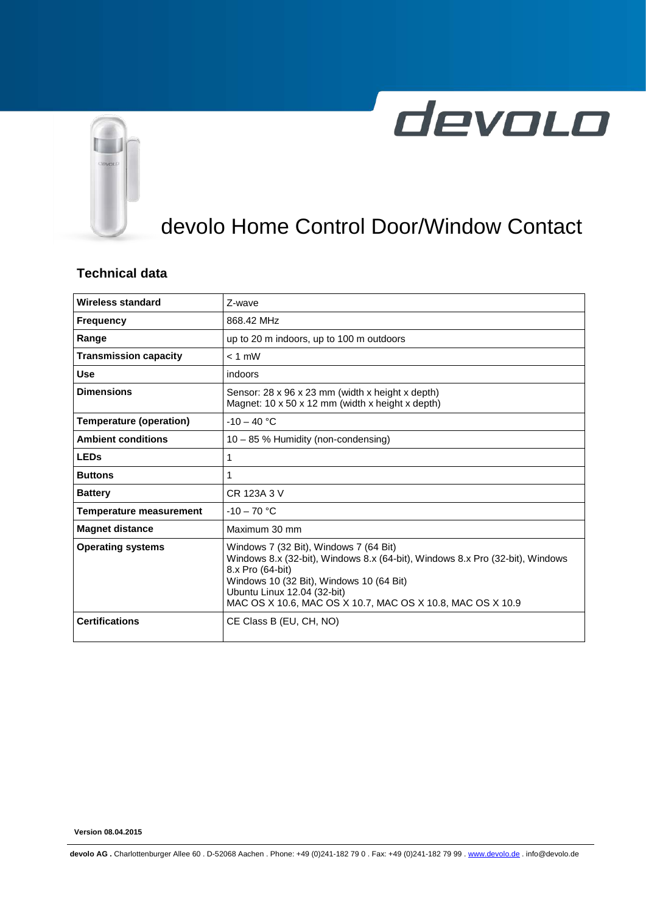# devolo Home Control Door/Window Contact

## Technical data

| | |
|---|---|
| **Wireless standard** | Z-wave |
| **Frequency** | 868.42 MHz |
| **Range** | up to 20 m indoors, up to 100 m outdoors |
| **Transmission capacity** | < 1 mW |
| **Use** | indoors |
| **Dimensions** | Sensor: 28 x 96 x 23 mm (width x height x depth)<br>Magnet: 10 x 50 x 12 mm (width x height x depth) |
| **Temperature (operation)** | -10 – 40 °C |
| **Ambient conditions** | 10 – 85 % Humidity (non-condensing) |
| **LEDs** | 1 |
| **Buttons** | 1 |
| **Battery** | CR 123A 3 V |
| **Temperature measurement** | -10 – 70 °C |
| **Magnet distance** | Maximum 30 mm |
| **Operating systems** | Windows 7 (32 Bit), Windows 7 (64 Bit)<br>Windows 8.x (32-bit), Windows 8.x (64-bit), Windows 8.x Pro (32-bit), Windows 8.x Pro (64-bit)<br>Windows 10 (32 Bit), Windows 10 (64 Bit)<br>Ubuntu Linux 12.04 (32-bit)<br>MAC OS X 10.6, MAC OS X 10.7, MAC OS X 10.8, MAC OS X 10.9 |
| **Certifications** | CE Class B (EU, CH, NO) |

**Version 08.04.2015**

**devolo AG .** Charlottenburger Allee 60 . D-52068 Aachen . Phone: +49 (0)241-182 79 0 . Fax: +49 (0)241-182 79 99 . www.devolo.de . info@devolo.de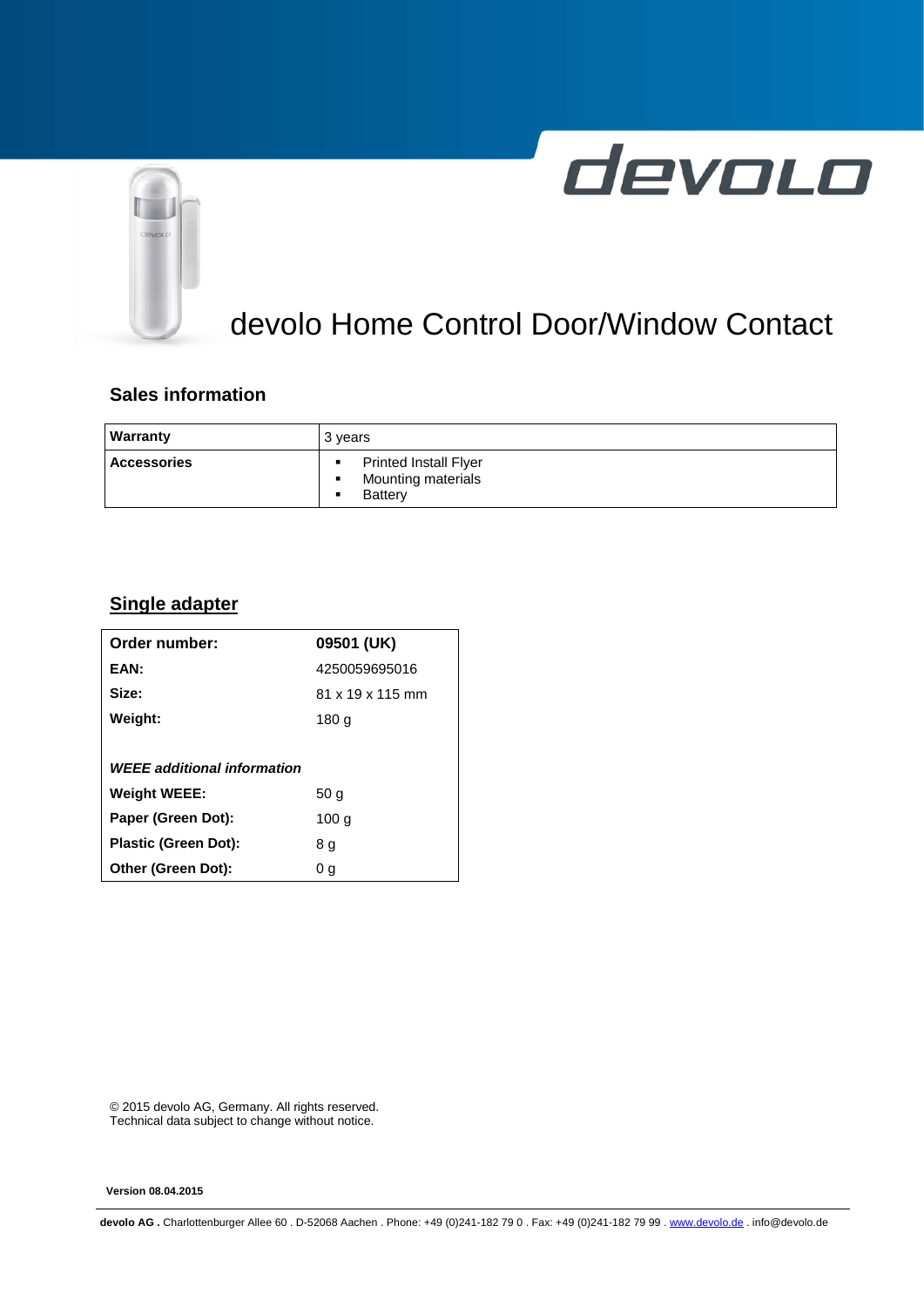devolo

# devolo Home Control Door/Window Contact

## Sales information

| | |
|---|---|
| **Warranty** | 3 years |
| **Accessories** | ▪ Printed Install Flyer<br>▪ Mounting materials<br>▪ Battery |

## Single adapter

| | |
|---|---|
| **Order number:** | **09501 (UK)** |
| **EAN:** | 4250059695016 |
| **Size:** | 81 x 19 x 115 mm |
| **Weight:** | 180 g |
| ***WEEE additional information*** | |
| **Weight WEEE:** | 50 g |
| **Paper (Green Dot):** | 100 g |
| **Plastic (Green Dot):** | 8 g |
| **Other (Green Dot):** | 0 g |

© 2015 devolo AG, Germany. All rights reserved.
Technical data subject to change without notice.

**Version 08.04.2015**

**devolo AG .** Charlottenburger Allee 60 . D-52068 Aachen . Phone: +49 (0)241-182 79 0 . Fax: +49 (0)241-182 79 99 . www.devolo.de . info@devolo.de